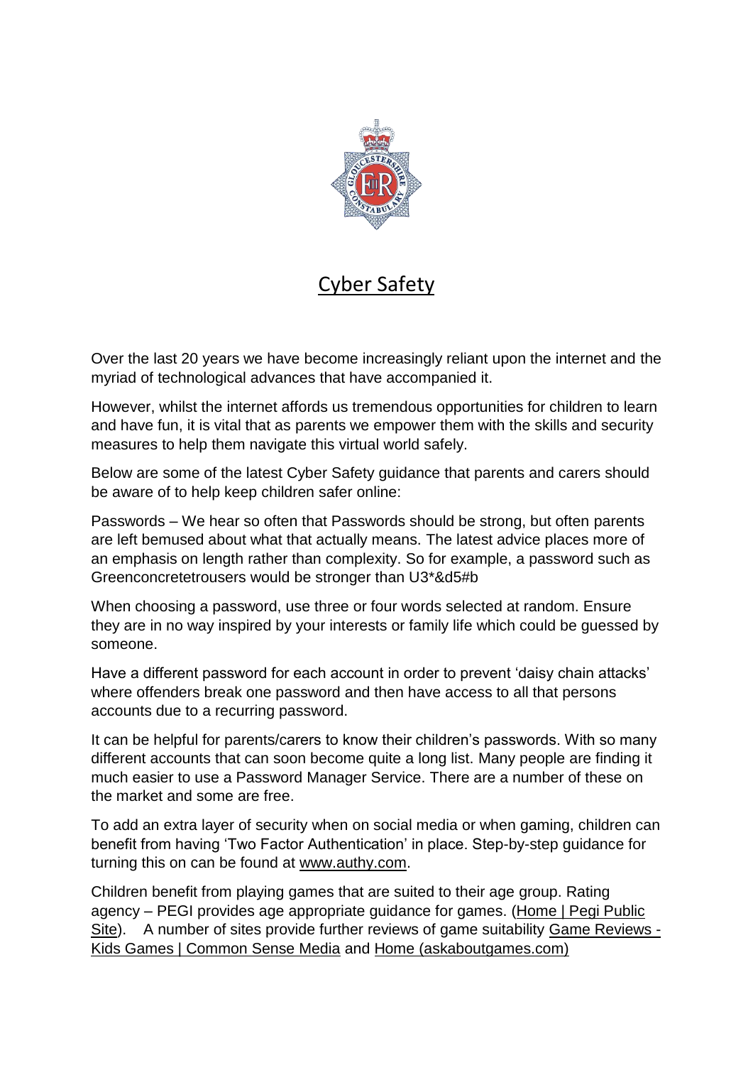# Cyber Safety

Over the last 20 years we have become increasingly reliant upon the internet and the myriad of technological advances that have accompanied it.

However, whilst the internet affords us tremendous opportunities for children to learn and have fun, it is vital that as parents we empower them with the skills and security measures to help them navigate this virtual world safely.

Below are some of the latest Cyber Safety guidance that parents and carers should be aware of to help keep children safer online:

Passwords – We hear so often that Passwords should be strong, but often parents are left bemused about what that actually means. The latest advice places more of an emphasis on length rather than complexity. So for example, a password such as Greenconcretetrousers would be stronger than U3*&d5#b

When choosing a password, use three or four words selected at random. Ensure they are in no way inspired by your interests or family life which could be guessed by someone.

Have a different password for each account in order to prevent 'daisy chain attacks' where offenders break one password and then have access to all that persons accounts due to a recurring password.

It can be helpful for parents/carers to know their children's passwords. With so many different accounts that can soon become quite a long list. Many people are finding it much easier to use a Password Manager Service. There are a number of these on the market and some are free.

To add an extra layer of security when on social media or when gaming, children can benefit from having 'Two Factor Authentication' in place. Step-by-step guidance for turning this on can be found at www.authy.com.

Children benefit from playing games that are suited to their age group. Rating agency – PEGI provides age appropriate guidance for games. (Home | Pegi Public Site). A number of sites provide further reviews of game suitability Game Reviews - Kids Games | Common Sense Media and Home (askaboutgames.com)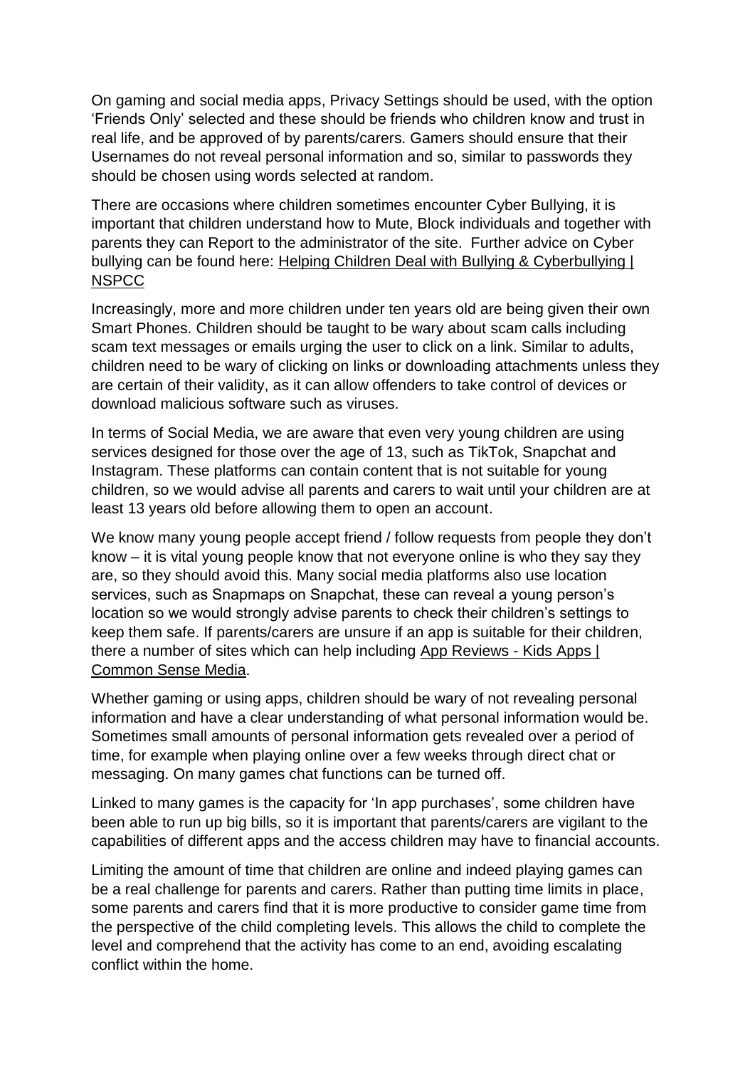On gaming and social media apps, Privacy Settings should be used, with the option 'Friends Only' selected and these should be friends who children know and trust in real life, and be approved of by parents/carers. Gamers should ensure that their Usernames do not reveal personal information and so, similar to passwords they should be chosen using words selected at random.

There are occasions where children sometimes encounter Cyber Bullying, it is important that children understand how to Mute, Block individuals and together with parents they can Report to the administrator of the site. Further advice on Cyber bullying can be found here: Helping Children Deal with Bullying & Cyberbullying | NSPCC

Increasingly, more and more children under ten years old are being given their own Smart Phones. Children should be taught to be wary about scam calls including scam text messages or emails urging the user to click on a link. Similar to adults, children need to be wary of clicking on links or downloading attachments unless they are certain of their validity, as it can allow offenders to take control of devices or download malicious software such as viruses.

In terms of Social Media, we are aware that even very young children are using services designed for those over the age of 13, such as TikTok, Snapchat and Instagram. These platforms can contain content that is not suitable for young children, so we would advise all parents and carers to wait until your children are at least 13 years old before allowing them to open an account.

We know many young people accept friend / follow requests from people they don't know – it is vital young people know that not everyone online is who they say they are, so they should avoid this. Many social media platforms also use location services, such as Snapmaps on Snapchat, these can reveal a young person's location so we would strongly advise parents to check their children's settings to keep them safe. If parents/carers are unsure if an app is suitable for their children, there a number of sites which can help including App Reviews - Kids Apps | Common Sense Media.

Whether gaming or using apps, children should be wary of not revealing personal information and have a clear understanding of what personal information would be. Sometimes small amounts of personal information gets revealed over a period of time, for example when playing online over a few weeks through direct chat or messaging. On many games chat functions can be turned off.

Linked to many games is the capacity for 'In app purchases', some children have been able to run up big bills, so it is important that parents/carers are vigilant to the capabilities of different apps and the access children may have to financial accounts.

Limiting the amount of time that children are online and indeed playing games can be a real challenge for parents and carers. Rather than putting time limits in place, some parents and carers find that it is more productive to consider game time from the perspective of the child completing levels. This allows the child to complete the level and comprehend that the activity has come to an end, avoiding escalating conflict within the home.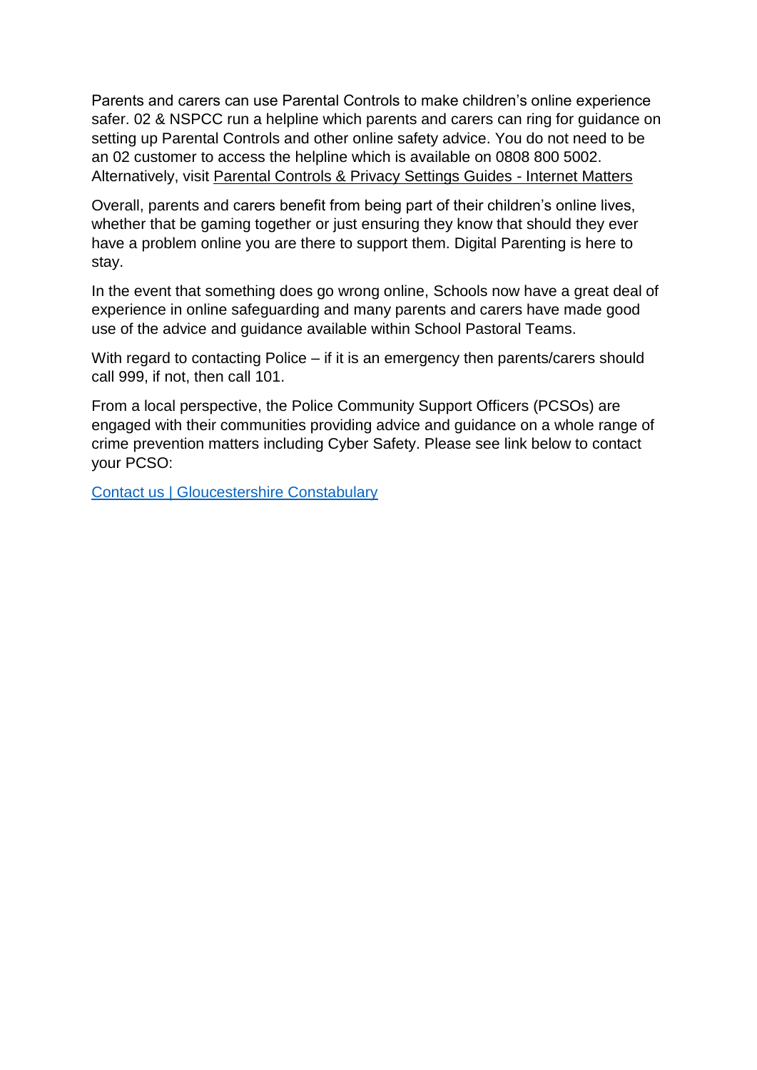Parents and carers can use Parental Controls to make children's online experience safer. 02 & NSPCC run a helpline which parents and carers can ring for guidance on setting up Parental Controls and other online safety advice. You do not need to be an 02 customer to access the helpline which is available on 0808 800 5002. Alternatively, visit Parental Controls & Privacy Settings Guides - Internet Matters

Overall, parents and carers benefit from being part of their children's online lives, whether that be gaming together or just ensuring they know that should they ever have a problem online you are there to support them. Digital Parenting is here to stay.

In the event that something does go wrong online, Schools now have a great deal of experience in online safeguarding and many parents and carers have made good use of the advice and guidance available within School Pastoral Teams.

With regard to contacting Police – if it is an emergency then parents/carers should call 999, if not, then call 101.

From a local perspective, the Police Community Support Officers (PCSOs) are engaged with their communities providing advice and guidance on a whole range of crime prevention matters including Cyber Safety. Please see link below to contact your PCSO:

Contact us | Gloucestershire Constabulary